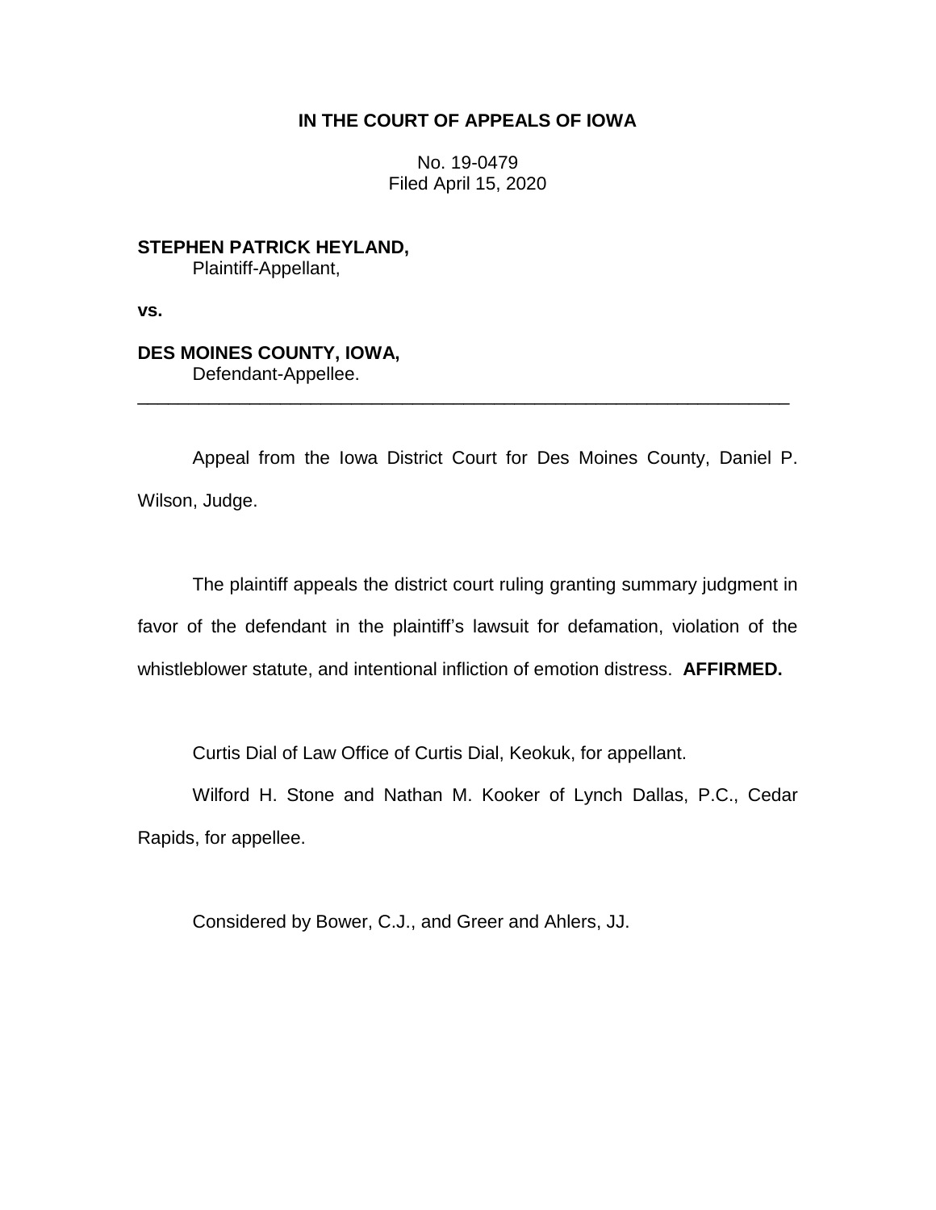**IN THE COURT OF APPEALS OF IOWA**

No. 19-0479
Filed April 15, 2020

**STEPHEN PATRICK HEYLAND,**
Plaintiff-Appellant,

**vs.**

**DES MOINES COUNTY, IOWA,**
Defendant-Appellee.

---

Appeal from the Iowa District Court for Des Moines County, Daniel P. Wilson, Judge.

The plaintiff appeals the district court ruling granting summary judgment in favor of the defendant in the plaintiff's lawsuit for defamation, violation of the whistleblower statute, and intentional infliction of emotion distress. **AFFIRMED.**

Curtis Dial of Law Office of Curtis Dial, Keokuk, for appellant.

Wilford H. Stone and Nathan M. Kooker of Lynch Dallas, P.C., Cedar Rapids, for appellee.

Considered by Bower, C.J., and Greer and Ahlers, JJ.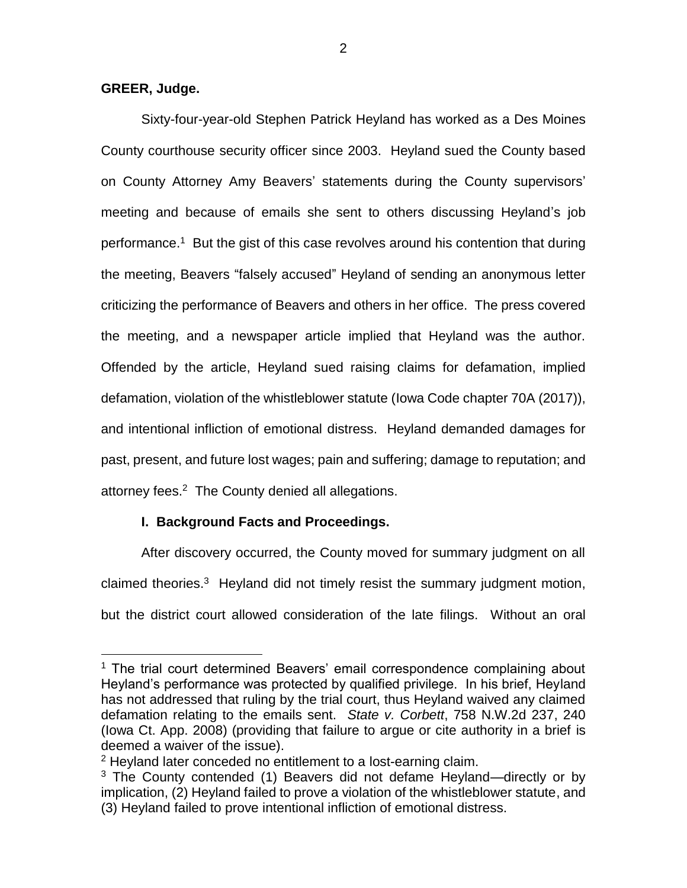**GREER, Judge.**

Sixty-four-year-old Stephen Patrick Heyland has worked as a Des Moines County courthouse security officer since 2003. Heyland sued the County based on County Attorney Amy Beavers' statements during the County supervisors' meeting and because of emails she sent to others discussing Heyland's job performance.[1] But the gist of this case revolves around his contention that during the meeting, Beavers "falsely accused" Heyland of sending an anonymous letter criticizing the performance of Beavers and others in her office. The press covered the meeting, and a newspaper article implied that Heyland was the author. Offended by the article, Heyland sued raising claims for defamation, implied defamation, violation of the whistleblower statute (Iowa Code chapter 70A (2017)), and intentional infliction of emotional distress. Heyland demanded damages for past, present, and future lost wages; pain and suffering; damage to reputation; and attorney fees.[2] The County denied all allegations.

## I. Background Facts and Proceedings.

After discovery occurred, the County moved for summary judgment on all claimed theories.[3] Heyland did not timely resist the summary judgment motion, but the district court allowed consideration of the late filings. Without an oral

---

[1] The trial court determined Beavers' email correspondence complaining about Heyland's performance was protected by qualified privilege. In his brief, Heyland has not addressed that ruling by the trial court, thus Heyland waived any claimed defamation relating to the emails sent. *State v. Corbett*, 758 N.W.2d 237, 240 (Iowa Ct. App. 2008) (providing that failure to argue or cite authority in a brief is deemed a waiver of the issue).

[2] Heyland later conceded no entitlement to a lost-earning claim.

[3] The County contended (1) Beavers did not defame Heyland—directly or by implication, (2) Heyland failed to prove a violation of the whistleblower statute, and (3) Heyland failed to prove intentional infliction of emotional distress.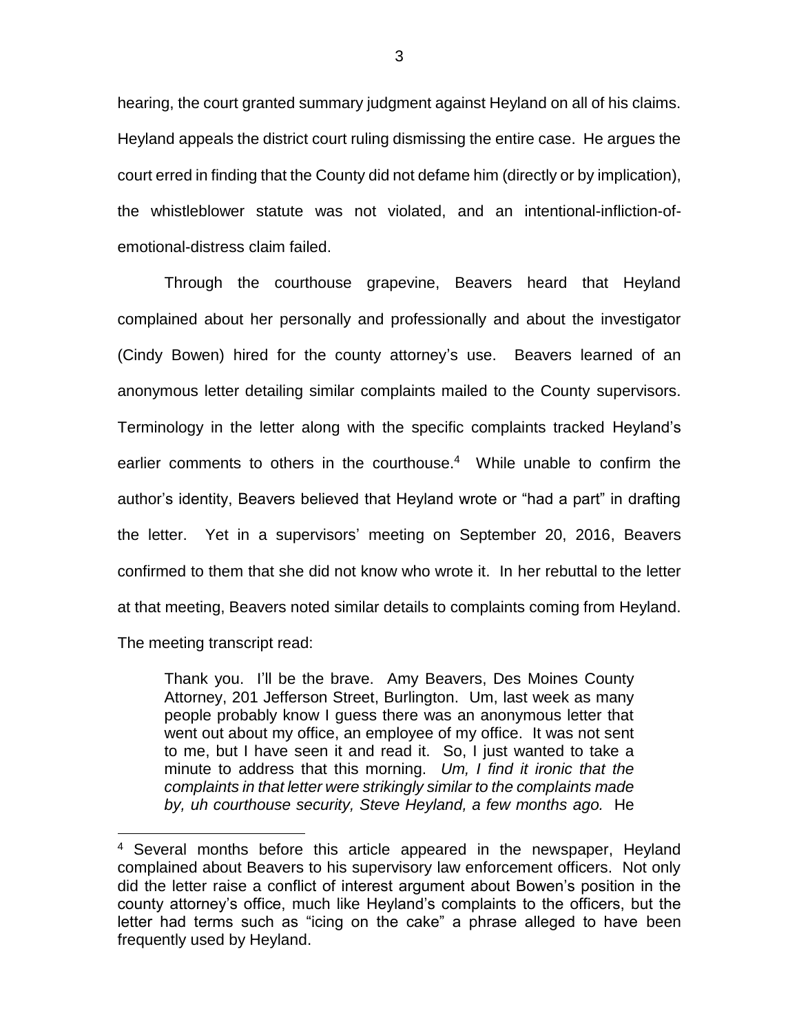hearing, the court granted summary judgment against Heyland on all of his claims. Heyland appeals the district court ruling dismissing the entire case. He argues the court erred in finding that the County did not defame him (directly or by implication), the whistleblower statute was not violated, and an intentional-infliction-of-emotional-distress claim failed.

Through the courthouse grapevine, Beavers heard that Heyland complained about her personally and professionally and about the investigator (Cindy Bowen) hired for the county attorney's use. Beavers learned of an anonymous letter detailing similar complaints mailed to the County supervisors. Terminology in the letter along with the specific complaints tracked Heyland's earlier comments to others in the courthouse.[4] While unable to confirm the author's identity, Beavers believed that Heyland wrote or "had a part" in drafting the letter. Yet in a supervisors' meeting on September 20, 2016, Beavers confirmed to them that she did not know who wrote it. In her rebuttal to the letter at that meeting, Beavers noted similar details to complaints coming from Heyland. The meeting transcript read:

> Thank you. I'll be the brave. Amy Beavers, Des Moines County Attorney, 201 Jefferson Street, Burlington. Um, last week as many people probably know I guess there was an anonymous letter that went out about my office, an employee of my office. It was not sent to me, but I have seen it and read it. So, I just wanted to take a minute to address that this morning. *Um, I find it ironic that the complaints in that letter were strikingly similar to the complaints made by, uh courthouse security, Steve Heyland, a few months ago.* He

[4] Several months before this article appeared in the newspaper, Heyland complained about Beavers to his supervisory law enforcement officers. Not only did the letter raise a conflict of interest argument about Bowen's position in the county attorney's office, much like Heyland's complaints to the officers, but the letter had terms such as "icing on the cake" a phrase alleged to have been frequently used by Heyland.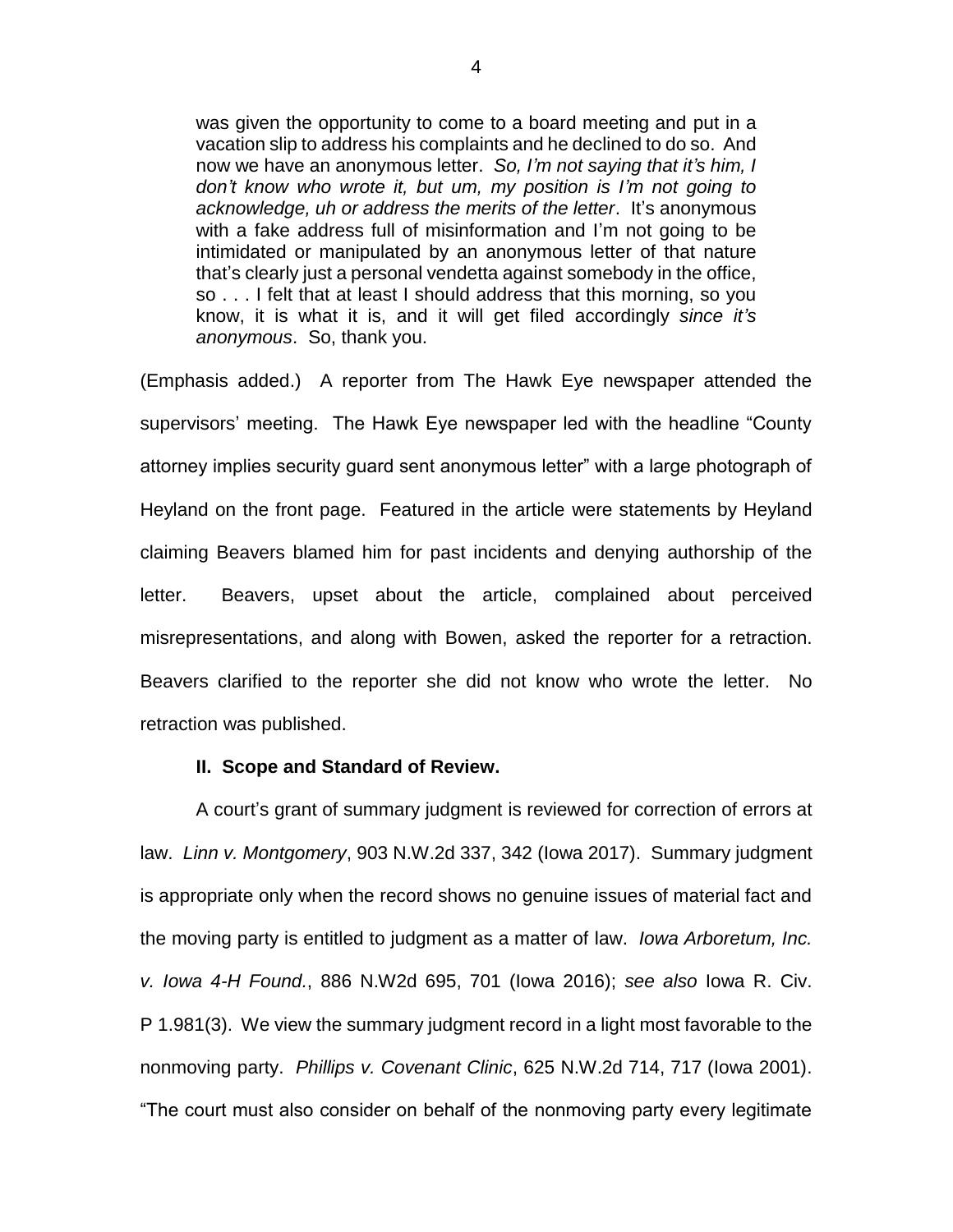> was given the opportunity to come to a board meeting and put in a vacation slip to address his complaints and he declined to do so. And now we have an anonymous letter. *So, I'm not saying that it's him, I don't know who wrote it, but um, my position is I'm not going to acknowledge, uh or address the merits of the letter*. It's anonymous with a fake address full of misinformation and I'm not going to be intimidated or manipulated by an anonymous letter of that nature that's clearly just a personal vendetta against somebody in the office, so . . . I felt that at least I should address that this morning, so you know, it is what it is, and it will get filed accordingly *since it's anonymous*. So, thank you.

(Emphasis added.) A reporter from The Hawk Eye newspaper attended the supervisors' meeting. The Hawk Eye newspaper led with the headline "County attorney implies security guard sent anonymous letter" with a large photograph of Heyland on the front page. Featured in the article were statements by Heyland claiming Beavers blamed him for past incidents and denying authorship of the letter. Beavers, upset about the article, complained about perceived misrepresentations, and along with Bowen, asked the reporter for a retraction. Beavers clarified to the reporter she did not know who wrote the letter. No retraction was published.

## II. Scope and Standard of Review.

A court's grant of summary judgment is reviewed for correction of errors at law. *Linn v. Montgomery*, 903 N.W.2d 337, 342 (Iowa 2017). Summary judgment is appropriate only when the record shows no genuine issues of material fact and the moving party is entitled to judgment as a matter of law. *Iowa Arboretum, Inc. v. Iowa 4-H Found.*, 886 N.W2d 695, 701 (Iowa 2016); *see also* Iowa R. Civ. P 1.981(3). We view the summary judgment record in a light most favorable to the nonmoving party. *Phillips v. Covenant Clinic*, 625 N.W.2d 714, 717 (Iowa 2001). "The court must also consider on behalf of the nonmoving party every legitimate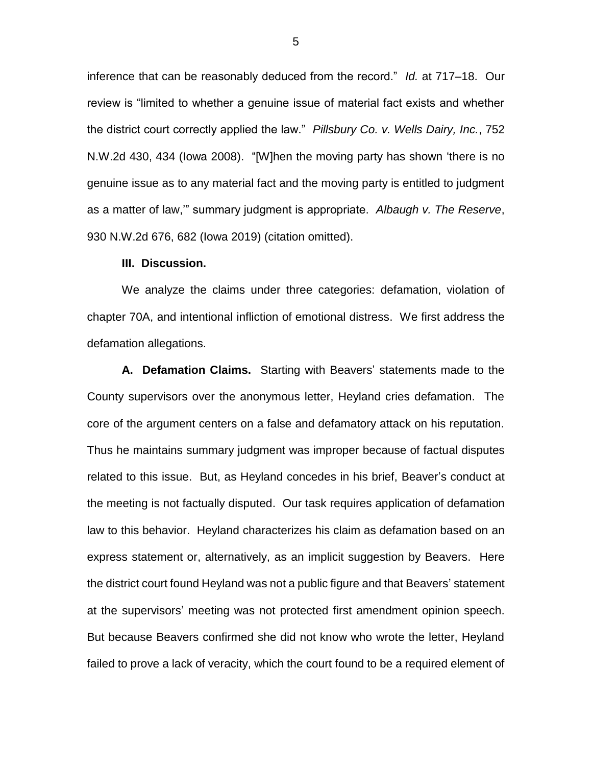inference that can be reasonably deduced from the record." *Id.* at 717–18. Our review is "limited to whether a genuine issue of material fact exists and whether the district court correctly applied the law." *Pillsbury Co. v. Wells Dairy, Inc.*, 752 N.W.2d 430, 434 (Iowa 2008). "[W]hen the moving party has shown 'there is no genuine issue as to any material fact and the moving party is entitled to judgment as a matter of law,'" summary judgment is appropriate. *Albaugh v. The Reserve*, 930 N.W.2d 676, 682 (Iowa 2019) (citation omitted).

**III. Discussion.**

We analyze the claims under three categories: defamation, violation of chapter 70A, and intentional infliction of emotional distress. We first address the defamation allegations.

**A. Defamation Claims.** Starting with Beavers' statements made to the County supervisors over the anonymous letter, Heyland cries defamation. The core of the argument centers on a false and defamatory attack on his reputation. Thus he maintains summary judgment was improper because of factual disputes related to this issue. But, as Heyland concedes in his brief, Beaver's conduct at the meeting is not factually disputed. Our task requires application of defamation law to this behavior. Heyland characterizes his claim as defamation based on an express statement or, alternatively, as an implicit suggestion by Beavers. Here the district court found Heyland was not a public figure and that Beavers' statement at the supervisors' meeting was not protected first amendment opinion speech. But because Beavers confirmed she did not know who wrote the letter, Heyland failed to prove a lack of veracity, which the court found to be a required element of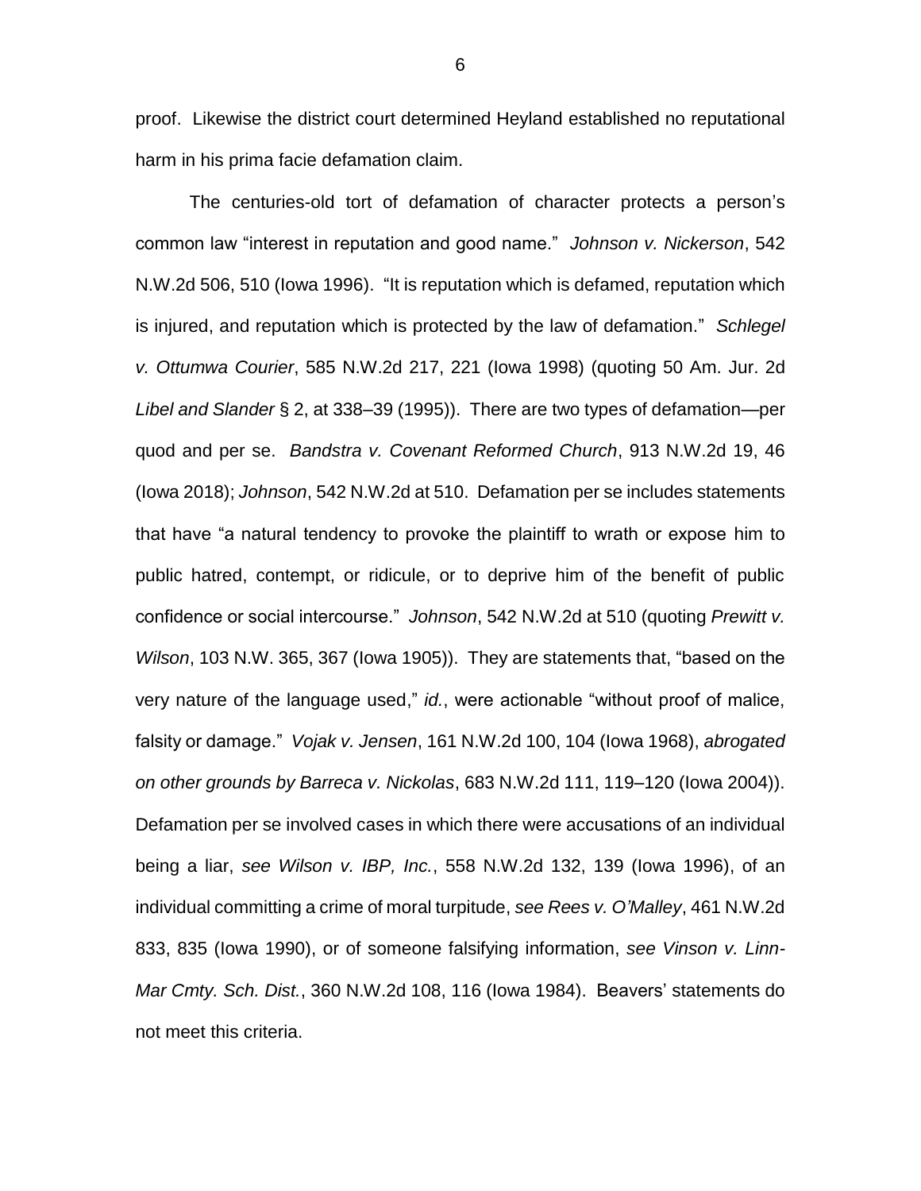proof. Likewise the district court determined Heyland established no reputational harm in his prima facie defamation claim.

The centuries-old tort of defamation of character protects a person's common law "interest in reputation and good name." *Johnson v. Nickerson*, 542 N.W.2d 506, 510 (Iowa 1996). "It is reputation which is defamed, reputation which is injured, and reputation which is protected by the law of defamation." *Schlegel v. Ottumwa Courier*, 585 N.W.2d 217, 221 (Iowa 1998) (quoting 50 Am. Jur. 2d *Libel and Slander* § 2, at 338–39 (1995)). There are two types of defamation—per quod and per se. *Bandstra v. Covenant Reformed Church*, 913 N.W.2d 19, 46 (Iowa 2018); *Johnson*, 542 N.W.2d at 510. Defamation per se includes statements that have "a natural tendency to provoke the plaintiff to wrath or expose him to public hatred, contempt, or ridicule, or to deprive him of the benefit of public confidence or social intercourse." *Johnson*, 542 N.W.2d at 510 (quoting *Prewitt v. Wilson*, 103 N.W. 365, 367 (Iowa 1905)). They are statements that, "based on the very nature of the language used," *id.*, were actionable "without proof of malice, falsity or damage." *Vojak v. Jensen*, 161 N.W.2d 100, 104 (Iowa 1968), *abrogated on other grounds by Barreca v. Nickolas*, 683 N.W.2d 111, 119–120 (Iowa 2004)). Defamation per se involved cases in which there were accusations of an individual being a liar, *see Wilson v. IBP, Inc.*, 558 N.W.2d 132, 139 (Iowa 1996), of an individual committing a crime of moral turpitude, *see Rees v. O'Malley*, 461 N.W.2d 833, 835 (Iowa 1990), or of someone falsifying information, *see Vinson v. Linn-Mar Cmty. Sch. Dist.*, 360 N.W.2d 108, 116 (Iowa 1984). Beavers' statements do not meet this criteria.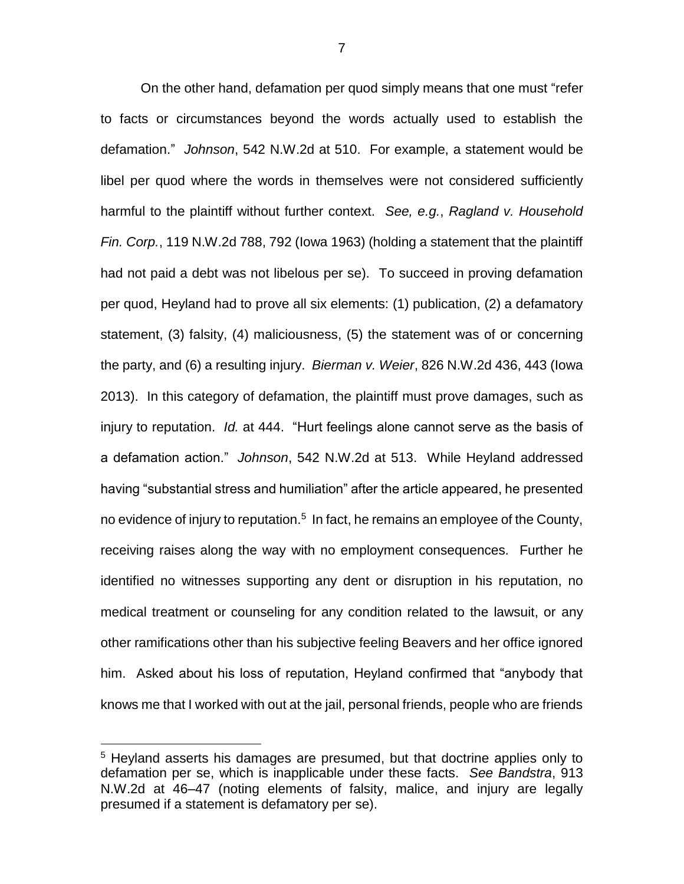On the other hand, defamation per quod simply means that one must "refer to facts or circumstances beyond the words actually used to establish the defamation." *Johnson*, 542 N.W.2d at 510. For example, a statement would be libel per quod where the words in themselves were not considered sufficiently harmful to the plaintiff without further context. *See, e.g.*, *Ragland v. Household Fin. Corp.*, 119 N.W.2d 788, 792 (Iowa 1963) (holding a statement that the plaintiff had not paid a debt was not libelous per se). To succeed in proving defamation per quod, Heyland had to prove all six elements: (1) publication, (2) a defamatory statement, (3) falsity, (4) maliciousness, (5) the statement was of or concerning the party, and (6) a resulting injury. *Bierman v. Weier*, 826 N.W.2d 436, 443 (Iowa 2013). In this category of defamation, the plaintiff must prove damages, such as injury to reputation. *Id.* at 444. "Hurt feelings alone cannot serve as the basis of a defamation action." *Johnson*, 542 N.W.2d at 513. While Heyland addressed having "substantial stress and humiliation" after the article appeared, he presented no evidence of injury to reputation.[5] In fact, he remains an employee of the County, receiving raises along the way with no employment consequences. Further he identified no witnesses supporting any dent or disruption in his reputation, no medical treatment or counseling for any condition related to the lawsuit, or any other ramifications other than his subjective feeling Beavers and her office ignored him. Asked about his loss of reputation, Heyland confirmed that "anybody that knows me that I worked with out at the jail, personal friends, people who are friends

---

[5] Heyland asserts his damages are presumed, but that doctrine applies only to defamation per se, which is inapplicable under these facts. *See Bandstra*, 913 N.W.2d at 46–47 (noting elements of falsity, malice, and injury are legally presumed if a statement is defamatory per se).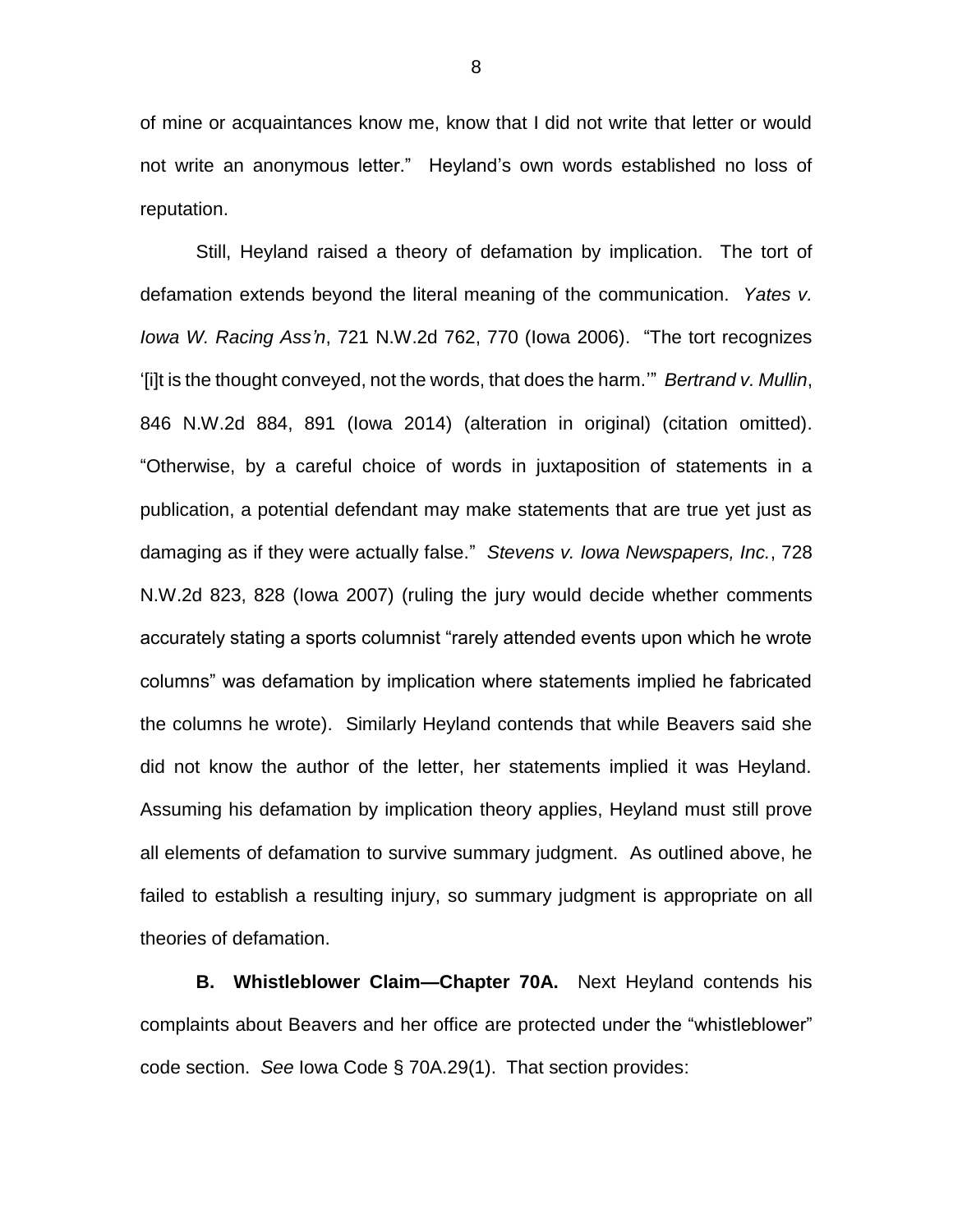of mine or acquaintances know me, know that I did not write that letter or would not write an anonymous letter." Heyland's own words established no loss of reputation.

Still, Heyland raised a theory of defamation by implication. The tort of defamation extends beyond the literal meaning of the communication. *Yates v. Iowa W. Racing Ass'n*, 721 N.W.2d 762, 770 (Iowa 2006). "The tort recognizes '[i]t is the thought conveyed, not the words, that does the harm.'" *Bertrand v. Mullin*, 846 N.W.2d 884, 891 (Iowa 2014) (alteration in original) (citation omitted). "Otherwise, by a careful choice of words in juxtaposition of statements in a publication, a potential defendant may make statements that are true yet just as damaging as if they were actually false." *Stevens v. Iowa Newspapers, Inc.*, 728 N.W.2d 823, 828 (Iowa 2007) (ruling the jury would decide whether comments accurately stating a sports columnist "rarely attended events upon which he wrote columns" was defamation by implication where statements implied he fabricated the columns he wrote). Similarly Heyland contends that while Beavers said she did not know the author of the letter, her statements implied it was Heyland. Assuming his defamation by implication theory applies, Heyland must still prove all elements of defamation to survive summary judgment. As outlined above, he failed to establish a resulting injury, so summary judgment is appropriate on all theories of defamation.

**B. Whistleblower Claim—Chapter 70A.** Next Heyland contends his complaints about Beavers and her office are protected under the "whistleblower" code section. *See* Iowa Code § 70A.29(1). That section provides: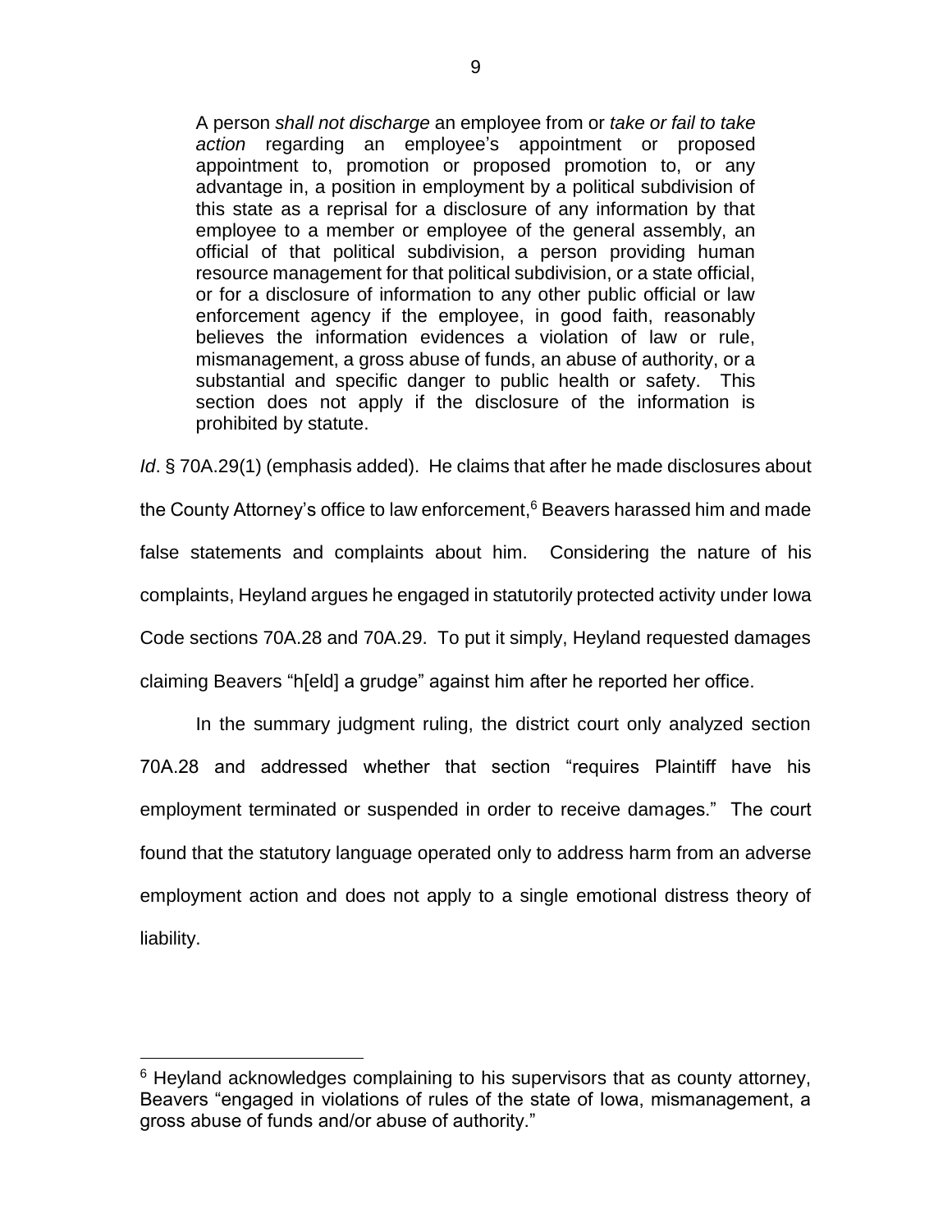> A person *shall not discharge* an employee from or *take or fail to take action* regarding an employee's appointment or proposed appointment to, promotion or proposed promotion to, or any advantage in, a position in employment by a political subdivision of this state as a reprisal for a disclosure of any information by that employee to a member or employee of the general assembly, an official of that political subdivision, a person providing human resource management for that political subdivision, or a state official, or for a disclosure of information to any other public official or law enforcement agency if the employee, in good faith, reasonably believes the information evidences a violation of law or rule, mismanagement, a gross abuse of funds, an abuse of authority, or a substantial and specific danger to public health or safety. This section does not apply if the disclosure of the information is prohibited by statute.

*Id*. § 70A.29(1) (emphasis added). He claims that after he made disclosures about the County Attorney's office to law enforcement,[6] Beavers harassed him and made false statements and complaints about him. Considering the nature of his complaints, Heyland argues he engaged in statutorily protected activity under Iowa Code sections 70A.28 and 70A.29. To put it simply, Heyland requested damages claiming Beavers "h[eld] a grudge" against him after he reported her office.

In the summary judgment ruling, the district court only analyzed section 70A.28 and addressed whether that section "requires Plaintiff have his employment terminated or suspended in order to receive damages." The court found that the statutory language operated only to address harm from an adverse employment action and does not apply to a single emotional distress theory of liability.

---

[6] Heyland acknowledges complaining to his supervisors that as county attorney, Beavers "engaged in violations of rules of the state of Iowa, mismanagement, a gross abuse of funds and/or abuse of authority."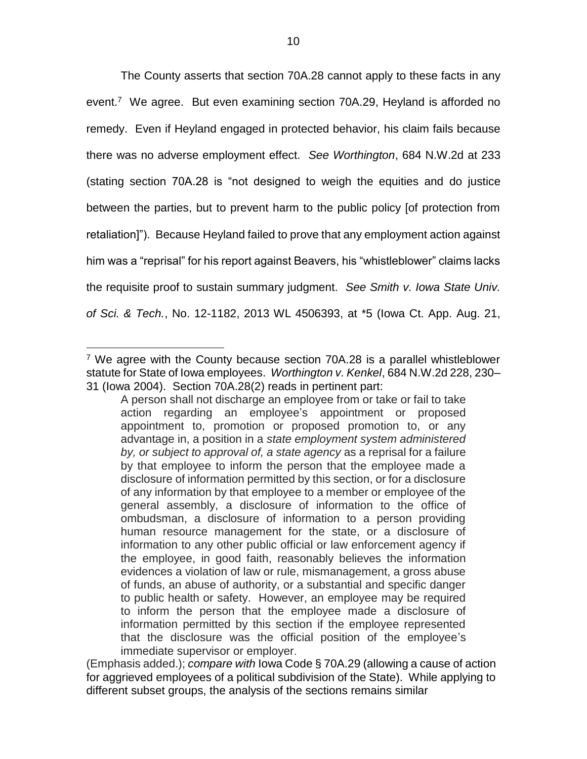The County asserts that section 70A.28 cannot apply to these facts in any event.[7] We agree. But even examining section 70A.29, Heyland is afforded no remedy. Even if Heyland engaged in protected behavior, his claim fails because there was no adverse employment effect. *See Worthington*, 684 N.W.2d at 233 (stating section 70A.28 is "not designed to weigh the equities and do justice between the parties, but to prevent harm to the public policy [of protection from retaliation]"). Because Heyland failed to prove that any employment action against him was a "reprisal" for his report against Beavers, his "whistleblower" claims lacks the requisite proof to sustain summary judgment. *See Smith v. Iowa State Univ. of Sci. & Tech.*, No. 12-1182, 2013 WL 4506393, at *5 (Iowa Ct. App. Aug. 21,

---

[7] We agree with the County because section 70A.28 is a parallel whistleblower statute for State of Iowa employees. *Worthington v. Kenkel*, 684 N.W.2d 228, 230–31 (Iowa 2004). Section 70A.28(2) reads in pertinent part:

> A person shall not discharge an employee from or take or fail to take action regarding an employee's appointment or proposed appointment to, promotion or proposed promotion to, or any advantage in, a position in a *state employment system administered by, or subject to approval of, a state agency* as a reprisal for a failure by that employee to inform the person that the employee made a disclosure of information permitted by this section, or for a disclosure of any information by that employee to a member or employee of the general assembly, a disclosure of information to the office of ombudsman, a disclosure of information to a person providing human resource management for the state, or a disclosure of information to any other public official or law enforcement agency if the employee, in good faith, reasonably believes the information evidences a violation of law or rule, mismanagement, a gross abuse of funds, an abuse of authority, or a substantial and specific danger to public health or safety. However, an employee may be required to inform the person that the employee made a disclosure of information permitted by this section if the employee represented that the disclosure was the official position of the employee's immediate supervisor or employer.

(Emphasis added.); *compare with* Iowa Code § 70A.29 (allowing a cause of action for aggrieved employees of a political subdivision of the State). While applying to different subset groups, the analysis of the sections remains similar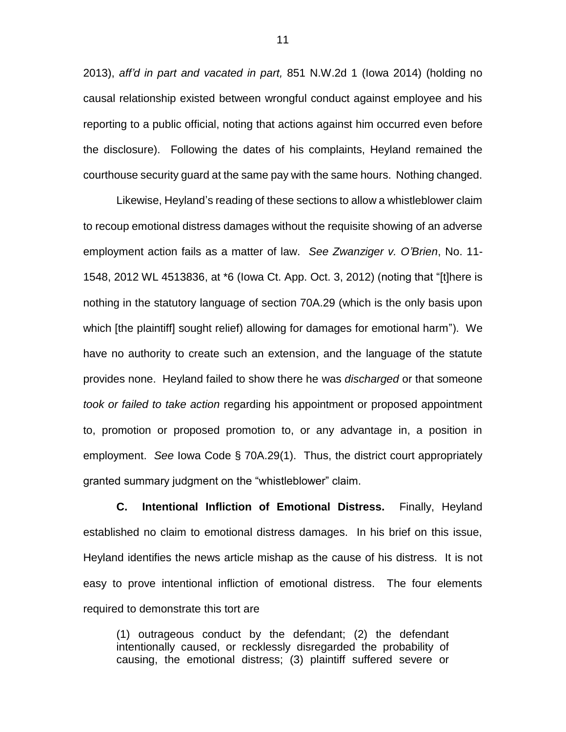2013), *aff'd in part and vacated in part,* 851 N.W.2d 1 (Iowa 2014) (holding no causal relationship existed between wrongful conduct against employee and his reporting to a public official, noting that actions against him occurred even before the disclosure). Following the dates of his complaints, Heyland remained the courthouse security guard at the same pay with the same hours. Nothing changed.

Likewise, Heyland's reading of these sections to allow a whistleblower claim to recoup emotional distress damages without the requisite showing of an adverse employment action fails as a matter of law. *See Zwanziger v. O'Brien*, No. 11-1548, 2012 WL 4513836, at *6 (Iowa Ct. App. Oct. 3, 2012) (noting that "[t]here is nothing in the statutory language of section 70A.29 (which is the only basis upon which [the plaintiff] sought relief) allowing for damages for emotional harm"). We have no authority to create such an extension, and the language of the statute provides none. Heyland failed to show there he was *discharged* or that someone *took or failed to take action* regarding his appointment or proposed appointment to, promotion or proposed promotion to, or any advantage in, a position in employment. *See* Iowa Code § 70A.29(1). Thus, the district court appropriately granted summary judgment on the "whistleblower" claim.

**C. Intentional Infliction of Emotional Distress.** Finally, Heyland established no claim to emotional distress damages. In his brief on this issue, Heyland identifies the news article mishap as the cause of his distress. It is not easy to prove intentional infliction of emotional distress. The four elements required to demonstrate this tort are

> (1) outrageous conduct by the defendant; (2) the defendant intentionally caused, or recklessly disregarded the probability of causing, the emotional distress; (3) plaintiff suffered severe or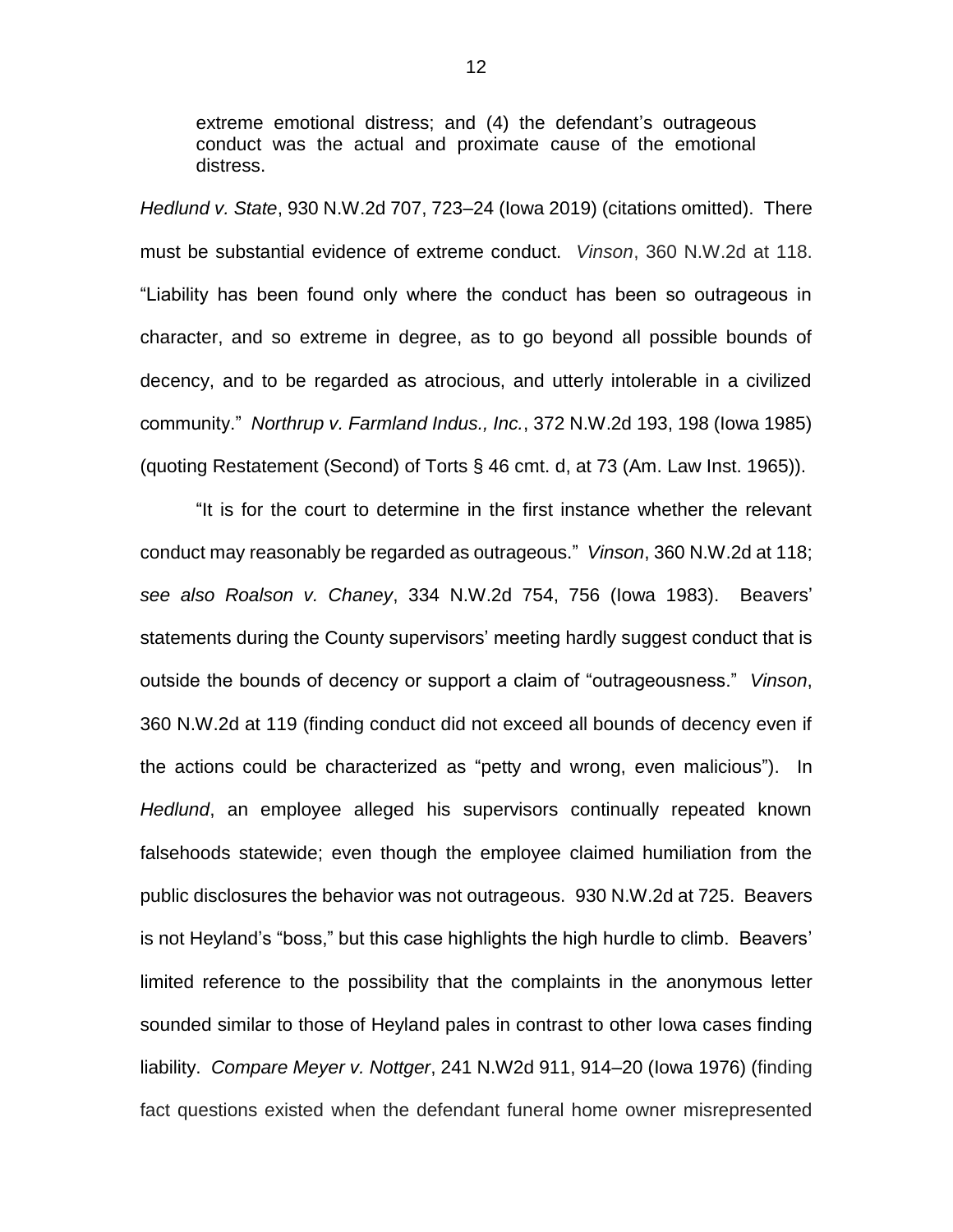> extreme emotional distress; and (4) the defendant's outrageous conduct was the actual and proximate cause of the emotional distress.

*Hedlund v. State*, 930 N.W.2d 707, 723–24 (Iowa 2019) (citations omitted). There must be substantial evidence of extreme conduct. *Vinson*, 360 N.W.2d at 118. "Liability has been found only where the conduct has been so outrageous in character, and so extreme in degree, as to go beyond all possible bounds of decency, and to be regarded as atrocious, and utterly intolerable in a civilized community." *Northrup v. Farmland Indus., Inc.*, 372 N.W.2d 193, 198 (Iowa 1985) (quoting Restatement (Second) of Torts § 46 cmt. d, at 73 (Am. Law Inst. 1965)).

"It is for the court to determine in the first instance whether the relevant conduct may reasonably be regarded as outrageous." *Vinson*, 360 N.W.2d at 118; *see also Roalson v. Chaney*, 334 N.W.2d 754, 756 (Iowa 1983). Beavers' statements during the County supervisors' meeting hardly suggest conduct that is outside the bounds of decency or support a claim of "outrageousness." *Vinson*, 360 N.W.2d at 119 (finding conduct did not exceed all bounds of decency even if the actions could be characterized as "petty and wrong, even malicious"). In *Hedlund*, an employee alleged his supervisors continually repeated known falsehoods statewide; even though the employee claimed humiliation from the public disclosures the behavior was not outrageous. 930 N.W.2d at 725. Beavers is not Heyland's "boss," but this case highlights the high hurdle to climb. Beavers' limited reference to the possibility that the complaints in the anonymous letter sounded similar to those of Heyland pales in contrast to other Iowa cases finding liability. *Compare Meyer v. Nottger*, 241 N.W2d 911, 914–20 (Iowa 1976) (finding fact questions existed when the defendant funeral home owner misrepresented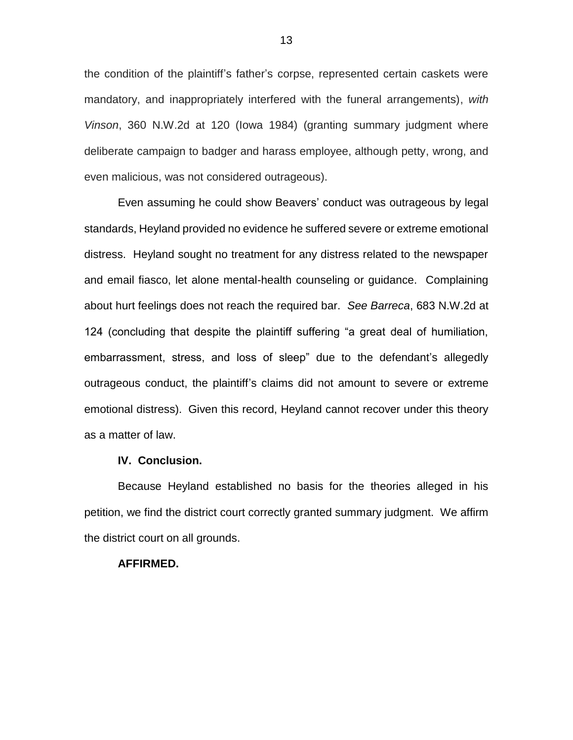the condition of the plaintiff's father's corpse, represented certain caskets were mandatory, and inappropriately interfered with the funeral arrangements), *with Vinson*, 360 N.W.2d at 120 (Iowa 1984) (granting summary judgment where deliberate campaign to badger and harass employee, although petty, wrong, and even malicious, was not considered outrageous).

Even assuming he could show Beavers' conduct was outrageous by legal standards, Heyland provided no evidence he suffered severe or extreme emotional distress. Heyland sought no treatment for any distress related to the newspaper and email fiasco, let alone mental-health counseling or guidance. Complaining about hurt feelings does not reach the required bar. *See Barreca*, 683 N.W.2d at 124 (concluding that despite the plaintiff suffering "a great deal of humiliation, embarrassment, stress, and loss of sleep" due to the defendant's allegedly outrageous conduct, the plaintiff's claims did not amount to severe or extreme emotional distress). Given this record, Heyland cannot recover under this theory as a matter of law.

**IV. Conclusion.**

Because Heyland established no basis for the theories alleged in his petition, we find the district court correctly granted summary judgment. We affirm the district court on all grounds.

**AFFIRMED.**